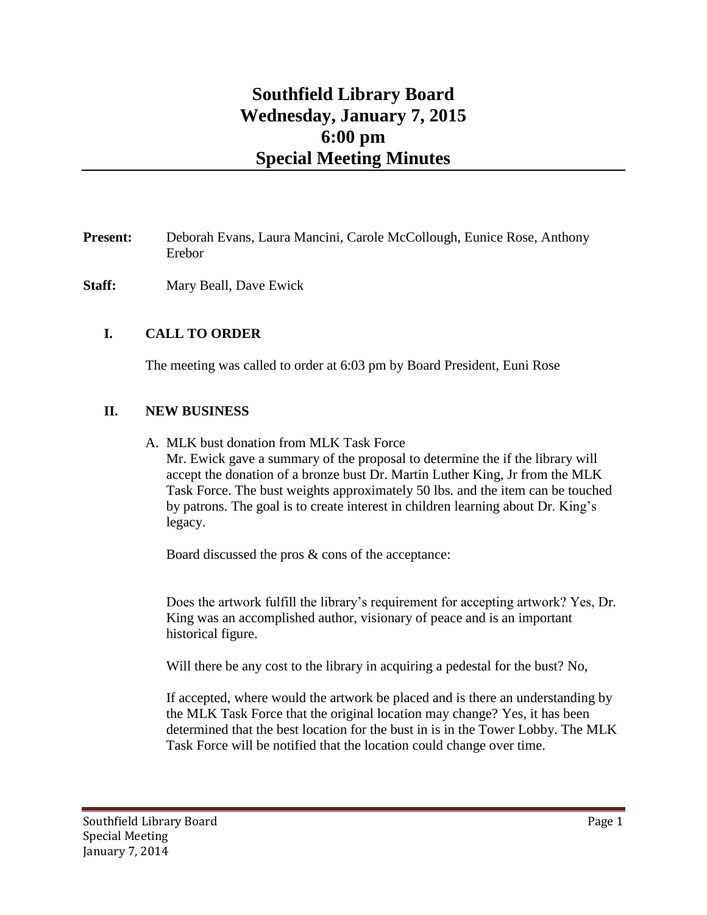# Southfield Library Board
# Wednesday, January 7, 2015
# 6:00 pm
# Special Meeting Minutes

**Present:** Deborah Evans, Laura Mancini, Carole McCollough, Eunice Rose, Anthony Erebor

**Staff:** Mary Beall, Dave Ewick

## I. CALL TO ORDER

The meeting was called to order at 6:03 pm by Board President, Euni Rose

## II. NEW BUSINESS

A. MLK bust donation from MLK Task Force

Mr. Ewick gave a summary of the proposal to determine the if the library will accept the donation of a bronze bust Dr. Martin Luther King, Jr from the MLK Task Force. The bust weights approximately 50 lbs. and the item can be touched by patrons. The goal is to create interest in children learning about Dr. King's legacy.

Board discussed the pros & cons of the acceptance:

Does the artwork fulfill the library's requirement for accepting artwork? Yes, Dr. King was an accomplished author, visionary of peace and is an important historical figure.

Will there be any cost to the library in acquiring a pedestal for the bust? No,

If accepted, where would the artwork be placed and is there an understanding by the MLK Task Force that the original location may change? Yes, it has been determined that the best location for the bust in is in the Tower Lobby. The MLK Task Force will be notified that the location could change over time.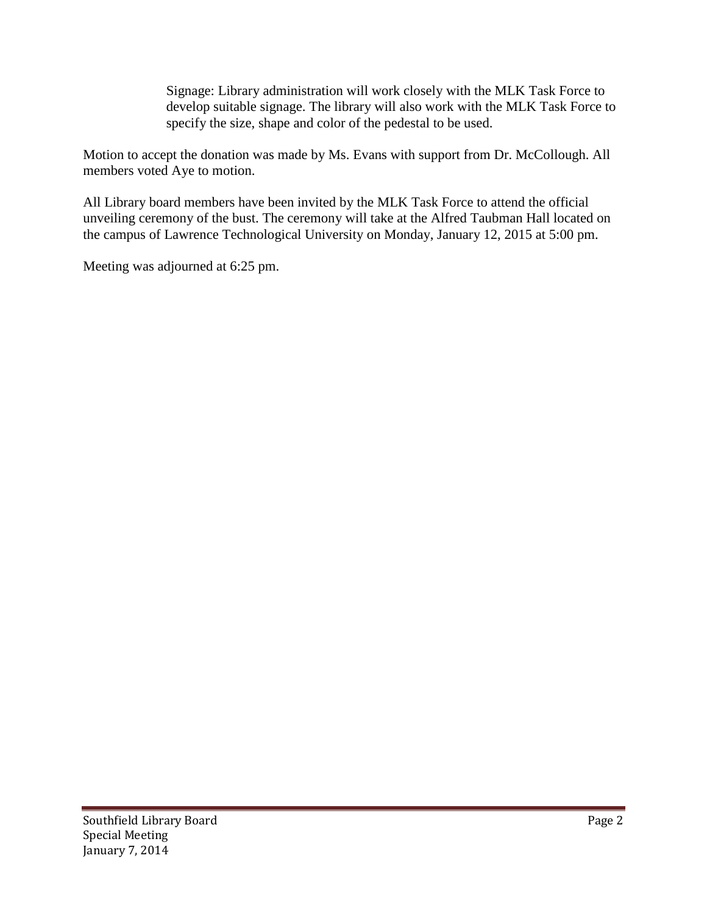Signage: Library administration will work closely with the MLK Task Force to develop suitable signage. The library will also work with the MLK Task Force to specify the size, shape and color of the pedestal to be used.

Motion to accept the donation was made by Ms. Evans with support from Dr. McCollough. All members voted Aye to motion.

All Library board members have been invited by the MLK Task Force to attend the official unveiling ceremony of the bust. The ceremony will take at the Alfred Taubman Hall located on the campus of Lawrence Technological University on Monday, January 12, 2015 at 5:00 pm.

Meeting was adjourned at 6:25 pm.